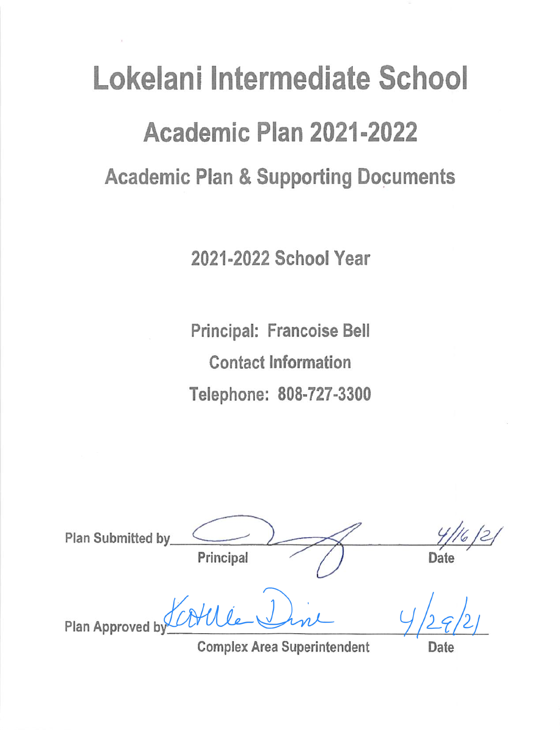# Lokelani Intermediate School

## Academic Plan 2021-2022

### Academic Plan & Supporting Documents

2021-2022 School Year

Principal: Francoise Bell

Contact Information

Telephone: 808-727-3300

Plan Submitted by _______________ 4/16/21
Principal Date

Plan Approved by _______________ 4/29/21
Complex Area Superintendent Date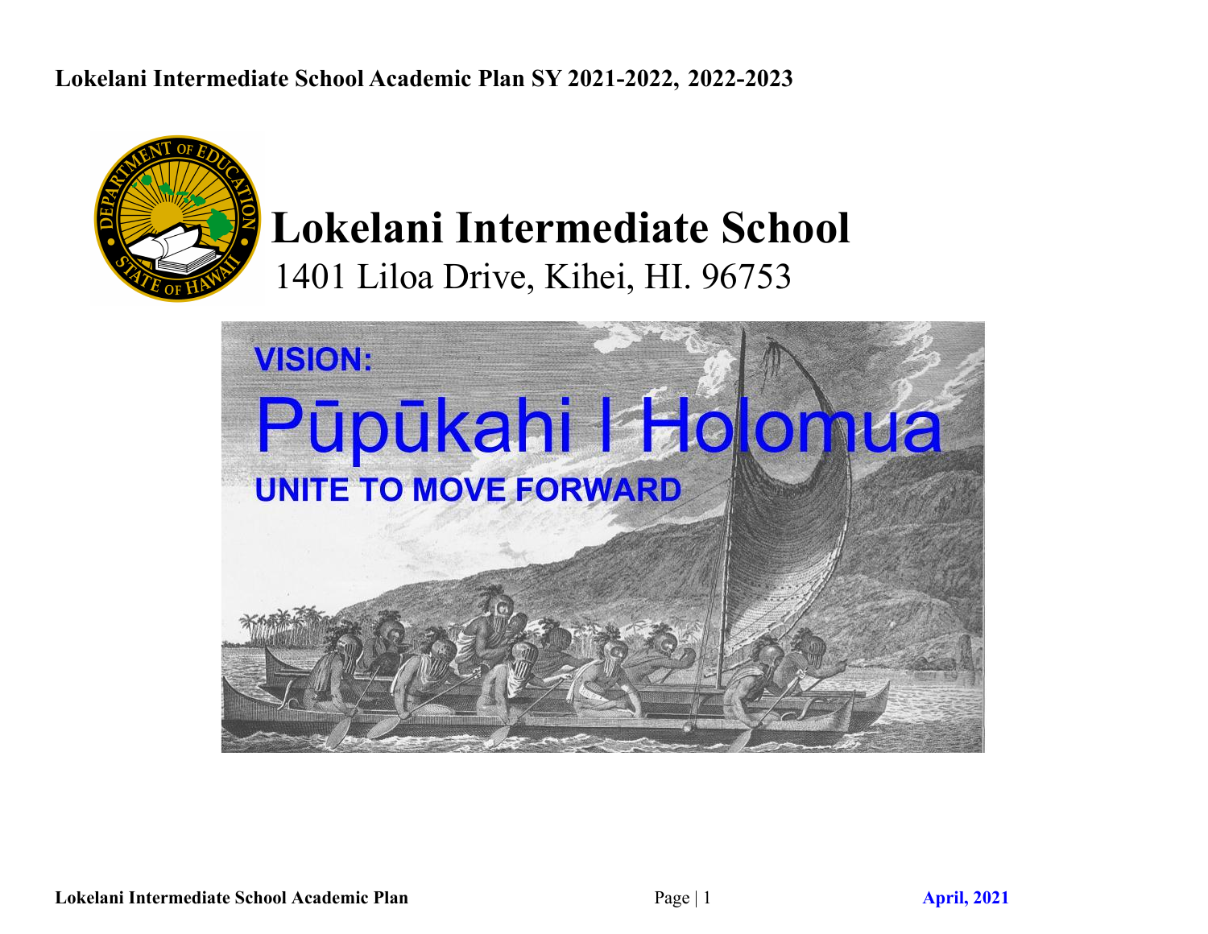# Lokelani Intermediate School Academic Plan SY 2021-2022, 2022-2023

# Lokelani Intermediate School

1401 Liloa Drive, Kihei, HI. 96753

**VISION:**

Pūpūkahi I Holomua

**UNITE TO MOVE FORWARD**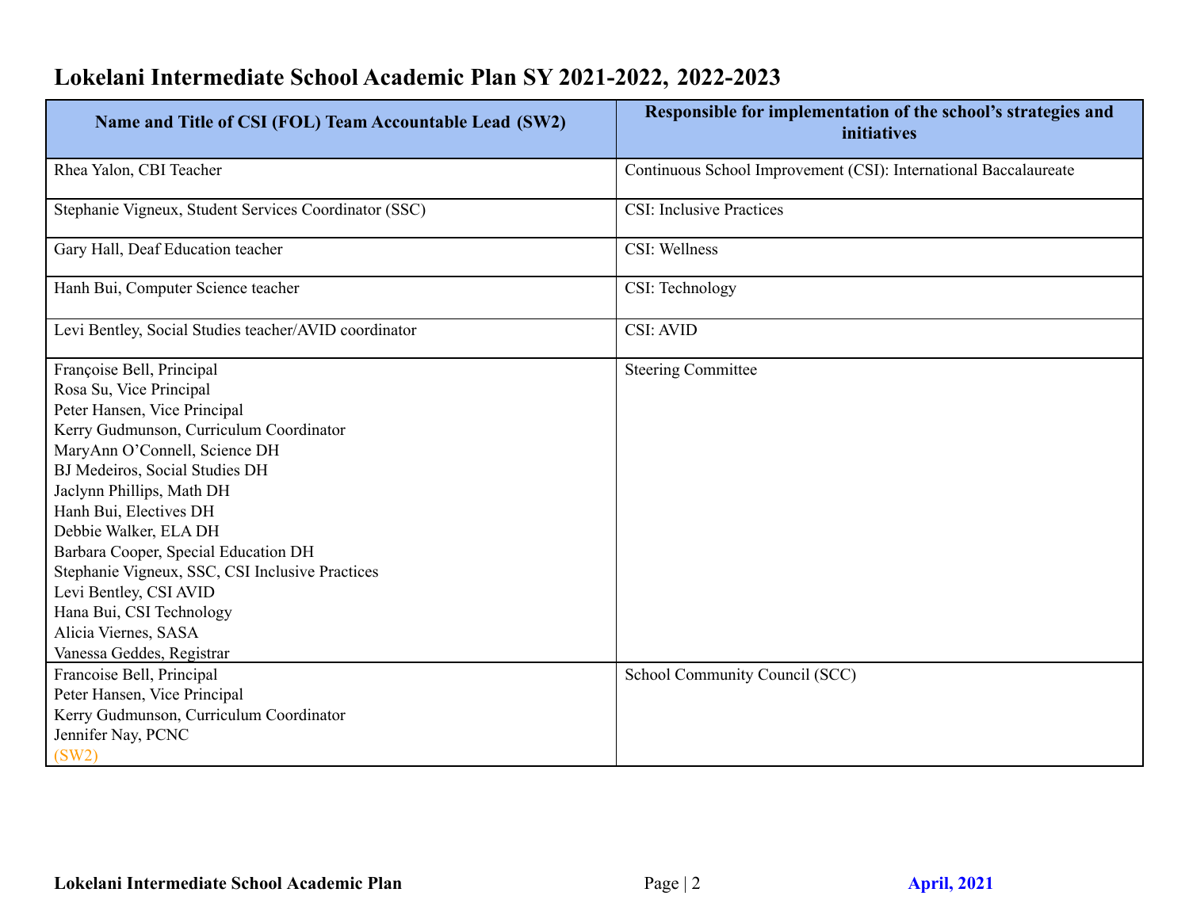# Lokelani Intermediate School Academic Plan SY 2021-2022, 2022-2023

| Name and Title of CSI (FOL) Team Accountable Lead (SW2) | Responsible for implementation of the school's strategies and initiatives |
|---|---|
| Rhea Yalon, CBI Teacher | Continuous School Improvement (CSI): International Baccalaureate |
| Stephanie Vigneux, Student Services Coordinator (SSC) | CSI: Inclusive Practices |
| Gary Hall, Deaf Education teacher | CSI: Wellness |
| Hanh Bui, Computer Science teacher | CSI: Technology |
| Levi Bentley, Social Studies teacher/AVID coordinator | CSI: AVID |
| Françoise Bell, Principal<br>Rosa Su, Vice Principal<br>Peter Hansen, Vice Principal<br>Kerry Gudmunson, Curriculum Coordinator<br>MaryAnn O'Connell, Science DH<br>BJ Medeiros, Social Studies DH<br>Jaclynn Phillips, Math DH<br>Hanh Bui, Electives DH<br>Debbie Walker, ELA DH<br>Barbara Cooper, Special Education DH<br>Stephanie Vigneux, SSC, CSI Inclusive Practices<br>Levi Bentley, CSI AVID<br>Hana Bui, CSI Technology<br>Alicia Viernes, SASA<br>Vanessa Geddes, Registrar | Steering Committee |
| Francoise Bell, Principal<br>Peter Hansen, Vice Principal<br>Kerry Gudmunson, Curriculum Coordinator<br>Jennifer Nay, PCNC<br>(SW2) | School Community Council (SCC) |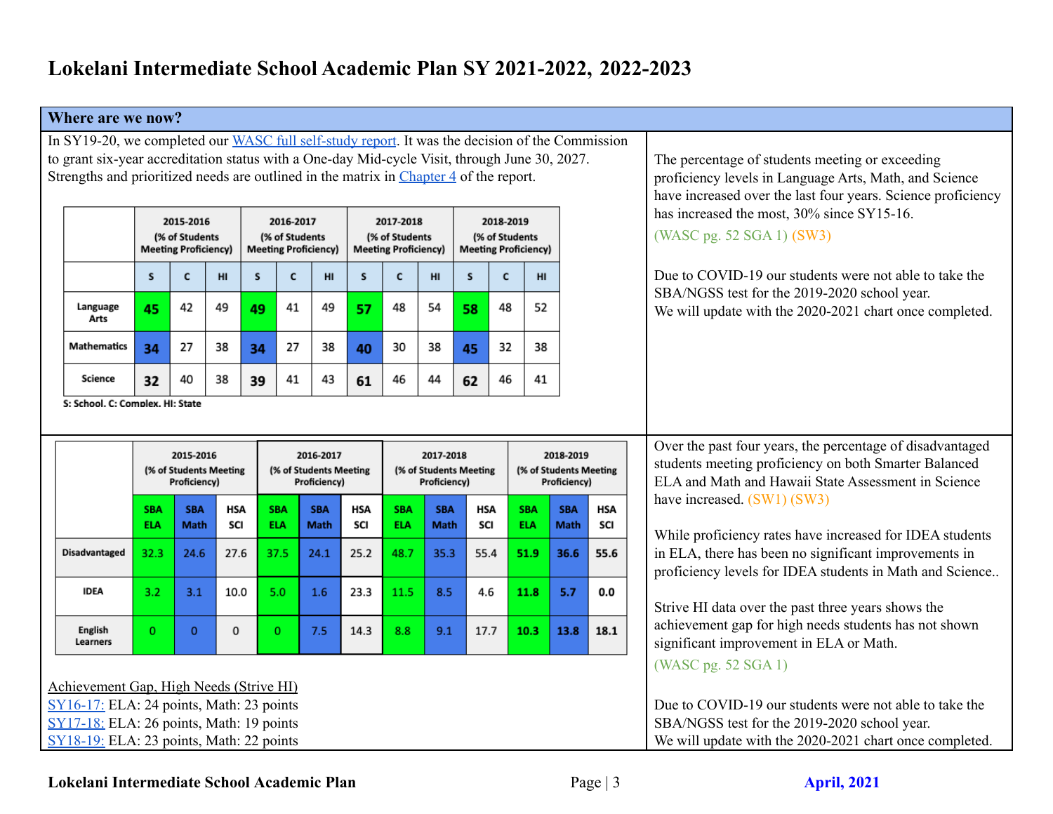# Lokelani Intermediate School Academic Plan SY 2021-2022, 2022-2023

## Where are we now?

In SY19-20, we completed our WASC full self-study report. It was the decision of the Commission to grant six-year accreditation status with a One-day Mid-cycle Visit, through June 30, 2027. Strengths and prioritized needs are outlined in the matrix in Chapter 4 of the report.

| | 2015-2016 (% of Students Meeting Proficiency) | | | 2016-2017 (% of Students Meeting Proficiency) | | | 2017-2018 (% of Students Meeting Proficiency) | | | 2018-2019 (% of Students Meeting Proficiency) | | |
|---|---|---|---|---|---|---|---|---|---|---|---|---|
| | S | C | HI | S | C | HI | S | C | HI | S | C | HI |
| Language Arts | **45** | 42 | 49 | **49** | 41 | 49 | **57** | 48 | 54 | **58** | 48 | 52 |
| Mathematics | **34** | 27 | 38 | **34** | 27 | 38 | **40** | 30 | 38 | **45** | 32 | 38 |
| Science | **32** | 40 | 38 | **39** | 41 | 43 | **61** | 46 | 44 | **62** | 46 | 41 |

S: School, C: Complex, HI: State

The percentage of students meeting or exceeding proficiency levels in Language Arts, Math, and Science have increased over the last four years. Science proficiency has increased the most, 30% since SY15-16.

(WASC pg. 52 SGA 1) (SW3)

Due to COVID-19 our students were not able to take the SBA/NGSS test for the 2019-2020 school year.
We will update with the 2020-2021 chart once completed.

| | 2015-2016 (% of Students Meeting Proficiency) | | | 2016-2017 (% of Students Meeting Proficiency) | | | 2017-2018 (% of Students Meeting Proficiency) | | | 2018-2019 (% of Students Meeting Proficiency) | | |
|---|---|---|---|---|---|---|---|---|---|---|---|---|
| | SBA ELA | SBA Math | HSA SCI | SBA ELA | SBA Math | HSA SCI | SBA ELA | SBA Math | HSA SCI | SBA ELA | SBA Math | HSA SCI |
| Disadvantaged | 32.3 | 24.6 | 27.6 | 37.5 | 24.1 | 25.2 | 48.7 | 35.3 | 55.4 | **51.9** | **36.6** | **55.6** |
| IDEA | 3.2 | 3.1 | 10.0 | 5.0 | 1.6 | 23.3 | 11.5 | 8.5 | 4.6 | **11.8** | **5.7** | **0.0** |
| English Learners | 0 | 0 | 0 | 0 | 7.5 | 14.3 | 8.8 | 9.1 | 17.7 | **10.3** | **13.8** | **18.1** |

Achievement Gap, High Needs (Strive HI)
SY16-17: ELA: 24 points, Math: 23 points
SY17-18: ELA: 26 points, Math: 19 points
SY18-19: ELA: 23 points, Math: 22 points

Over the past four years, the percentage of disadvantaged students meeting proficiency on both Smarter Balanced ELA and Math and Hawaii State Assessment in Science have increased. (SW1) (SW3)

While proficiency rates have increased for IDEA students in ELA, there has been no significant improvements in proficiency levels for IDEA students in Math and Science..

Strive HI data over the past three years shows the achievement gap for high needs students has not shown significant improvement in ELA or Math.

(WASC pg. 52 SGA 1)

Due to COVID-19 our students were not able to take the SBA/NGSS test for the 2019-2020 school year.
We will update with the 2020-2021 chart once completed.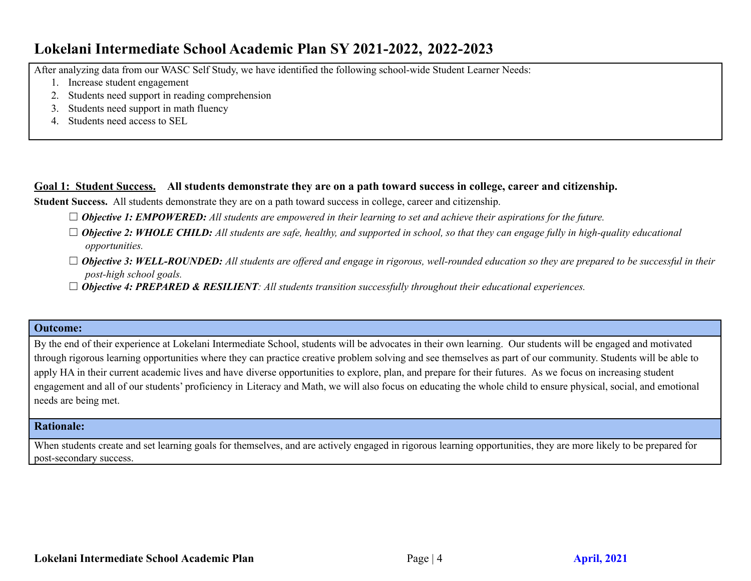# Lokelani Intermediate School Academic Plan SY 2021-2022, 2022-2023

After analyzing data from our WASC Self Study, we have identified the following school-wide Student Learner Needs:

1. Increase student engagement
2. Students need support in reading comprehension
3. Students need support in math fluency
4. Students need access to SEL

## Goal 1: Student Success. All students demonstrate they are on a path toward success in college, career and citizenship.

**Student Success.** All students demonstrate they are on a path toward success in college, career and citizenship.

- ☐ ***Objective 1: EMPOWERED:*** *All students are empowered in their learning to set and achieve their aspirations for the future.*
- ☐ ***Objective 2: WHOLE CHILD:*** *All students are safe, healthy, and supported in school, so that they can engage fully in high-quality educational opportunities.*
- ☐ ***Objective 3: WELL-ROUNDED:*** *All students are offered and engage in rigorous, well-rounded education so they are prepared to be successful in their post-high school goals.*
- ☐ ***Objective 4: PREPARED & RESILIENT****: All students transition successfully throughout their educational experiences.*

| **Outcome:** |
| --- |
| By the end of their experience at Lokelani Intermediate School, students will be advocates in their own learning. Our students will be engaged and motivated through rigorous learning opportunities where they can practice creative problem solving and see themselves as part of our community. Students will be able to apply HA in their current academic lives and have diverse opportunities to explore, plan, and prepare for their futures. As we focus on increasing student engagement and all of our students' proficiency in Literacy and Math, we will also focus on educating the whole child to ensure physical, social, and emotional needs are being met. |
| **Rationale:** |
| When students create and set learning goals for themselves, and are actively engaged in rigorous learning opportunities, they are more likely to be prepared for post-secondary success. |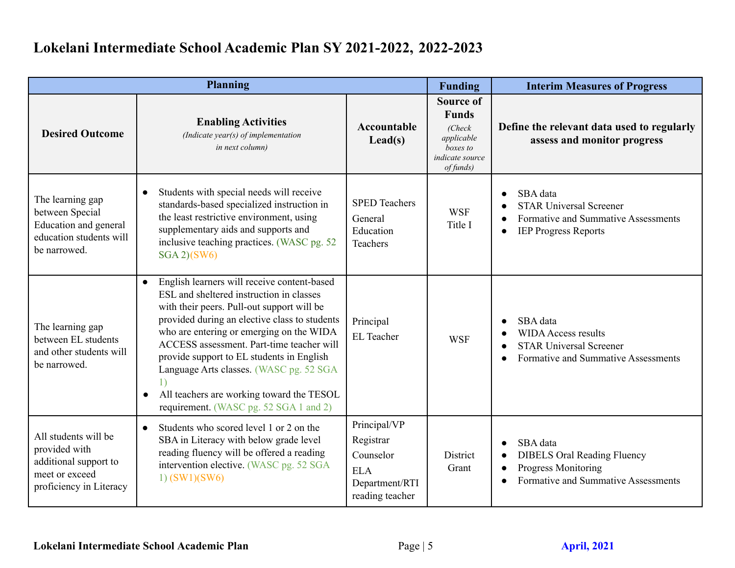# Lokelani Intermediate School Academic Plan SY 2021-2022, 2022-2023

| Planning | | | Funding | Interim Measures of Progress |
|---|---|---|---|---|
| **Desired Outcome** | **Enabling Activities** *(Indicate year(s) of implementation in next column)* | **Accountable Lead(s)** | **Source of Funds** *(Check applicable boxes to indicate source of funds)* | **Define the relevant data used to regularly assess and monitor progress** |
| The learning gap between Special Education and general education students will be narrowed. | • Students with special needs will receive standards-based specialized instruction in the least restrictive environment, using supplementary aids and supports and inclusive teaching practices. (WASC pg. 52 SGA 2)(SW6) | SPED Teachers<br>General Education Teachers | WSF<br>Title I | • SBA data<br>• STAR Universal Screener<br>• Formative and Summative Assessments<br>• IEP Progress Reports |
| The learning gap between EL students and other students will be narrowed. | • English learners will receive content-based ESL and sheltered instruction in classes with their peers. Pull-out support will be provided during an elective class to students who are entering or emerging on the WIDA ACCESS assessment. Part-time teacher will provide support to EL students in English Language Arts classes. (WASC pg. 52 SGA 1)<br>• All teachers are working toward the TESOL requirement. (WASC pg. 52 SGA 1 and 2) | Principal<br>EL Teacher | WSF | • SBA data<br>• WIDA Access results<br>• STAR Universal Screener<br>• Formative and Summative Assessments |
| All students will be provided with additional support to meet or exceed proficiency in Literacy | • Students who scored level 1 or 2 on the SBA in Literacy with below grade level reading fluency will be offered a reading intervention elective. (WASC pg. 52 SGA 1) (SW1)(SW6) | Principal/VP<br>Registrar<br>Counselor<br>ELA Department/RTI reading teacher | District Grant | • SBA data<br>• DIBELS Oral Reading Fluency<br>• Progress Monitoring<br>• Formative and Summative Assessments |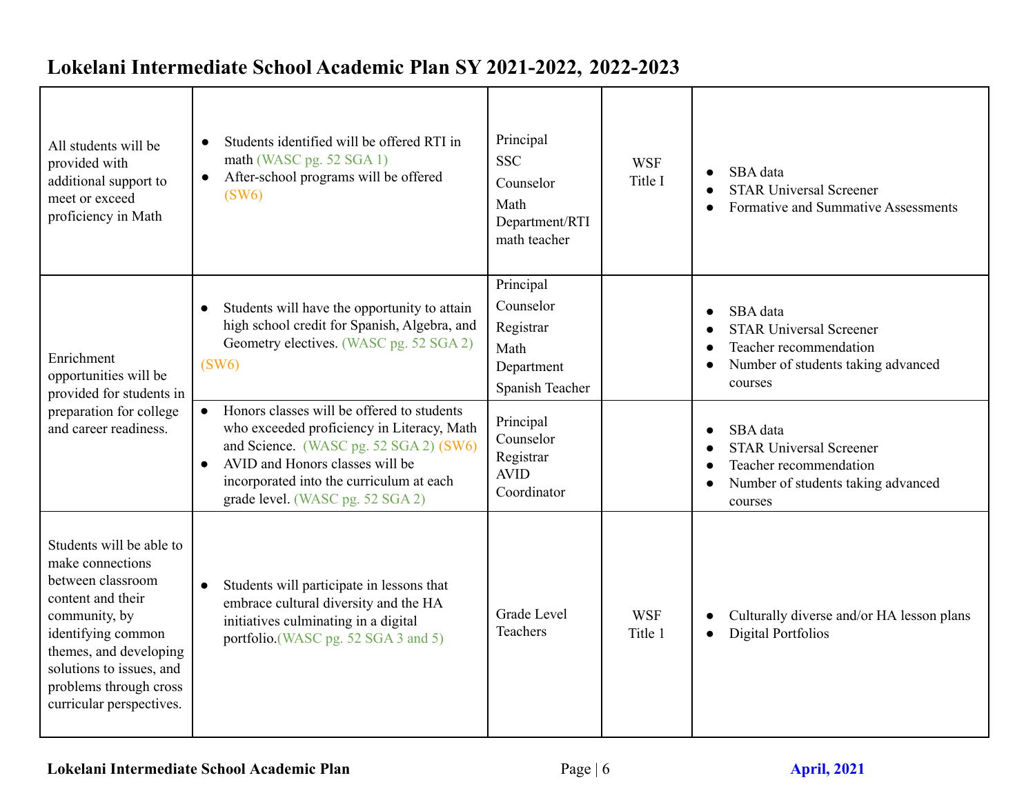# Lokelani Intermediate School Academic Plan SY 2021-2022, 2022-2023

| | | | | |
|---|---|---|---|---|
| All students will be provided with additional support to meet or exceed proficiency in Math | • Students identified will be offered RTI in math (WASC pg. 52 SGA 1)<br>• After-school programs will be offered (SW6) | Principal<br>SSC<br>Counselor<br>Math Department/RTI math teacher | WSF<br>Title I | • SBA data<br>• STAR Universal Screener<br>• Formative and Summative Assessments |
| Enrichment opportunities will be provided for students in preparation for college and career readiness. | • Students will have the opportunity to attain high school credit for Spanish, Algebra, and Geometry electives. (WASC pg. 52 SGA 2) (SW6) | Principal<br>Counselor<br>Registrar<br>Math Department<br>Spanish Teacher | | • SBA data<br>• STAR Universal Screener<br>• Teacher recommendation<br>• Number of students taking advanced courses |
| | • Honors classes will be offered to students who exceeded proficiency in Literacy, Math and Science. (WASC pg. 52 SGA 2) (SW6)<br>• AVID and Honors classes will be incorporated into the curriculum at each grade level. (WASC pg. 52 SGA 2) | Principal<br>Counselor<br>Registrar<br>AVID Coordinator | | • SBA data<br>• STAR Universal Screener<br>• Teacher recommendation<br>• Number of students taking advanced courses |
| Students will be able to make connections between classroom content and their community, by identifying common themes, and developing solutions to issues, and problems through cross curricular perspectives. | • Students will participate in lessons that embrace cultural diversity and the HA initiatives culminating in a digital portfolio.(WASC pg. 52 SGA 3 and 5) | Grade Level Teachers | WSF<br>Title 1 | • Culturally diverse and/or HA lesson plans<br>• Digital Portfolios |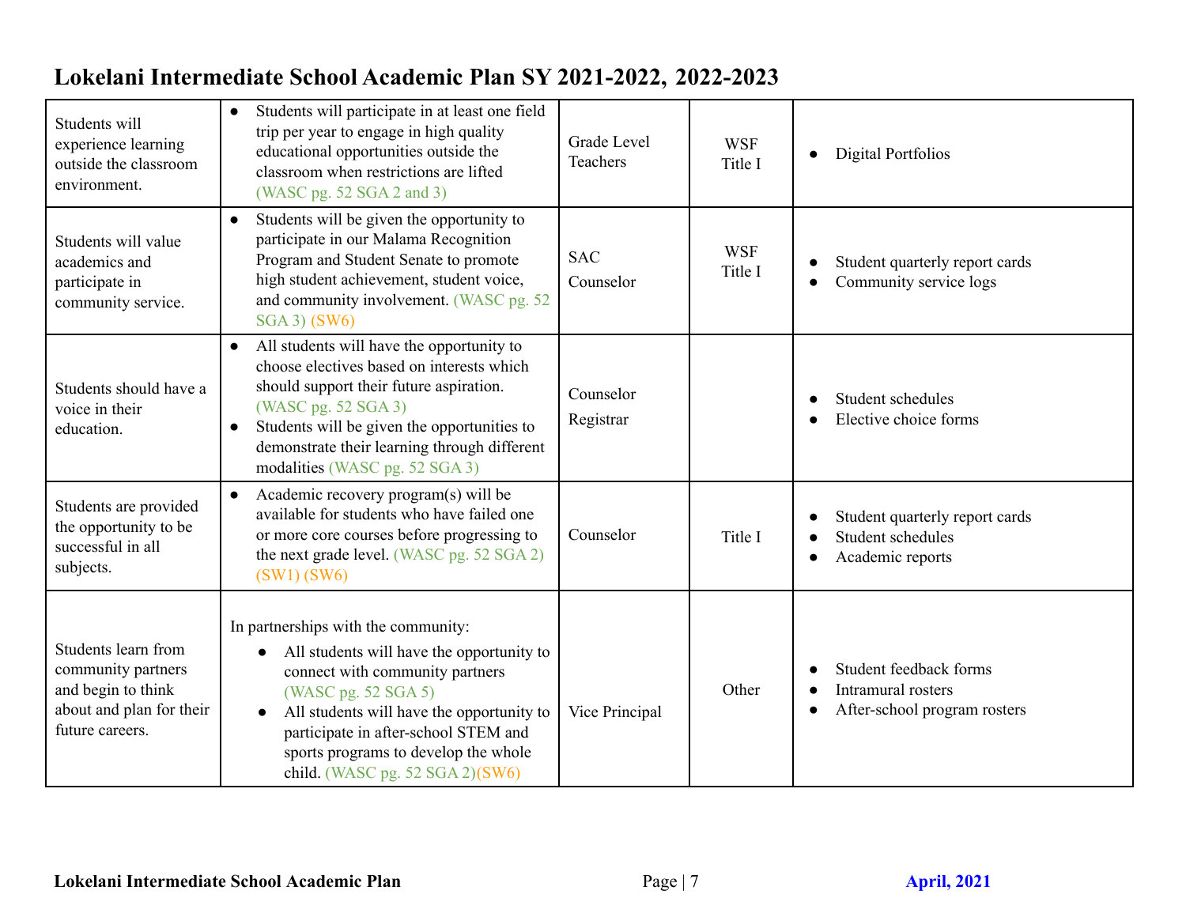# Lokelani Intermediate School Academic Plan SY 2021-2022, 2022-2023

| | | | | |
|---|---|---|---|---|
| Students will experience learning outside the classroom environment. | • Students will participate in at least one field trip per year to engage in high quality educational opportunities outside the classroom when restrictions are lifted (WASC pg. 52 SGA 2 and 3) | Grade Level Teachers | WSF<br>Title I | • Digital Portfolios |
| Students will value academics and participate in community service. | • Students will be given the opportunity to participate in our Malama Recognition Program and Student Senate to promote high student achievement, student voice, and community involvement. (WASC pg. 52 SGA 3) (SW6) | SAC<br>Counselor | WSF<br>Title I | • Student quarterly report cards<br>• Community service logs |
| Students should have a voice in their education. | • All students will have the opportunity to choose electives based on interests which should support their future aspiration. (WASC pg. 52 SGA 3)<br>• Students will be given the opportunities to demonstrate their learning through different modalities (WASC pg. 52 SGA 3) | Counselor<br>Registrar | | • Student schedules<br>• Elective choice forms |
| Students are provided the opportunity to be successful in all subjects. | • Academic recovery program(s) will be available for students who have failed one or more core courses before progressing to the next grade level. (WASC pg. 52 SGA 2) (SW1) (SW6) | Counselor | Title I | • Student quarterly report cards<br>• Student schedules<br>• Academic reports |
| Students learn from community partners and begin to think about and plan for their future careers. | In partnerships with the community:<br>• All students will have the opportunity to connect with community partners (WASC pg. 52 SGA 5)<br>• All students will have the opportunity to participate in after-school STEM and sports programs to develop the whole child. (WASC pg. 52 SGA 2)(SW6) | Vice Principal | Other | • Student feedback forms<br>• Intramural rosters<br>• After-school program rosters |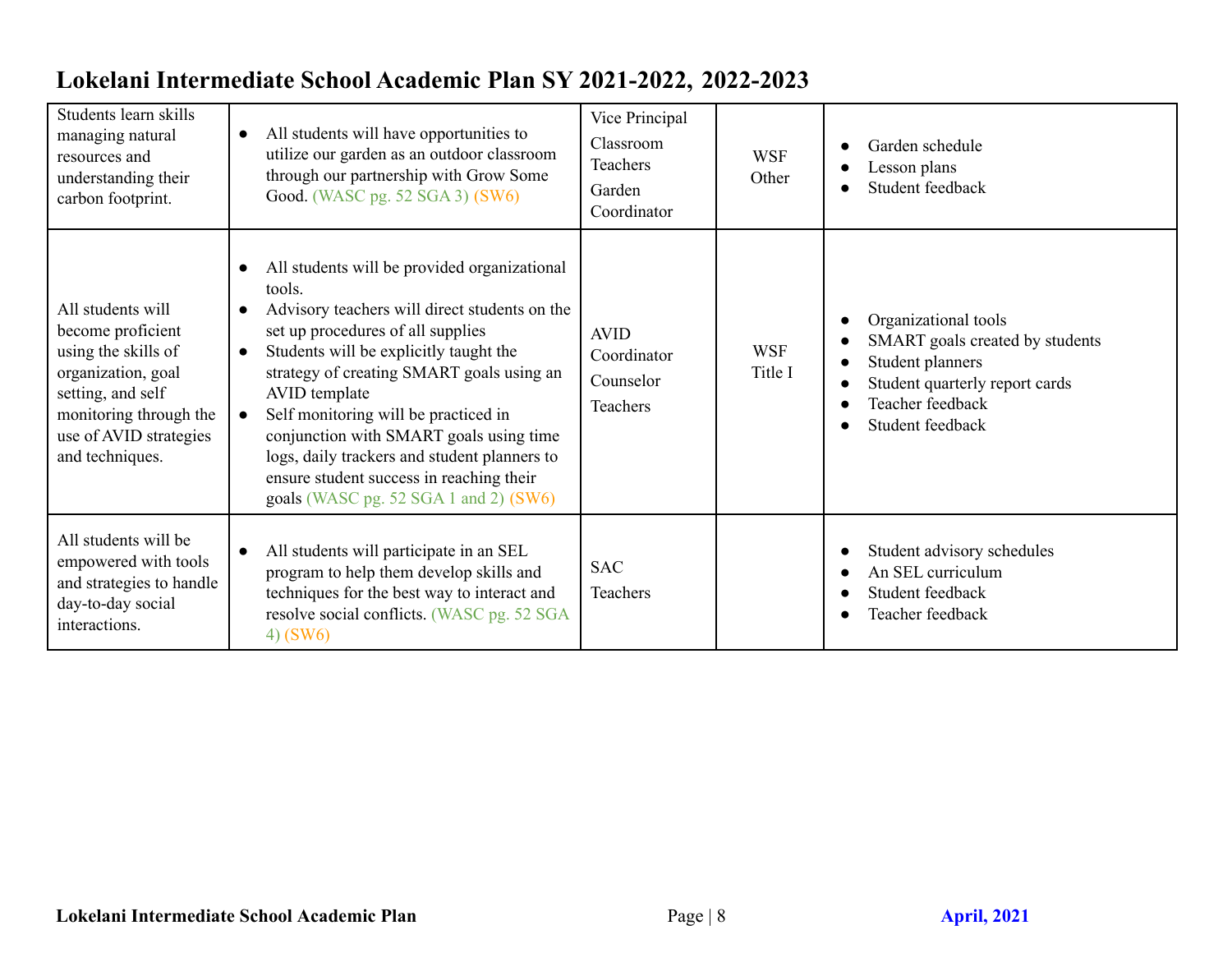# Lokelani Intermediate School Academic Plan SY 2021-2022, 2022-2023

| | | | | |
|---|---|---|---|---|
| Students learn skills managing natural resources and understanding their carbon footprint. | • All students will have opportunities to utilize our garden as an outdoor classroom through our partnership with Grow Some Good. (WASC pg. 52 SGA 3) (SW6) | Vice Principal<br>Classroom Teachers<br>Garden Coordinator | WSF<br>Other | • Garden schedule<br>• Lesson plans<br>• Student feedback |
| All students will become proficient using the skills of organization, goal setting, and self monitoring through the use of AVID strategies and techniques. | • All students will be provided organizational tools.<br>• Advisory teachers will direct students on the set up procedures of all supplies<br>• Students will be explicitly taught the strategy of creating SMART goals using an AVID template<br>• Self monitoring will be practiced in conjunction with SMART goals using time logs, daily trackers and student planners to ensure student success in reaching their goals (WASC pg. 52 SGA 1 and 2) (SW6) | AVID Coordinator<br>Counselor<br>Teachers | WSF<br>Title I | • Organizational tools<br>• SMART goals created by students<br>• Student planners<br>• Student quarterly report cards<br>• Teacher feedback<br>• Student feedback |
| All students will be empowered with tools and strategies to handle day-to-day social interactions. | • All students will participate in an SEL program to help them develop skills and techniques for the best way to interact and resolve social conflicts. (WASC pg. 52 SGA 4) (SW6) | SAC<br>Teachers | | • Student advisory schedules<br>• An SEL curriculum<br>• Student feedback<br>• Teacher feedback |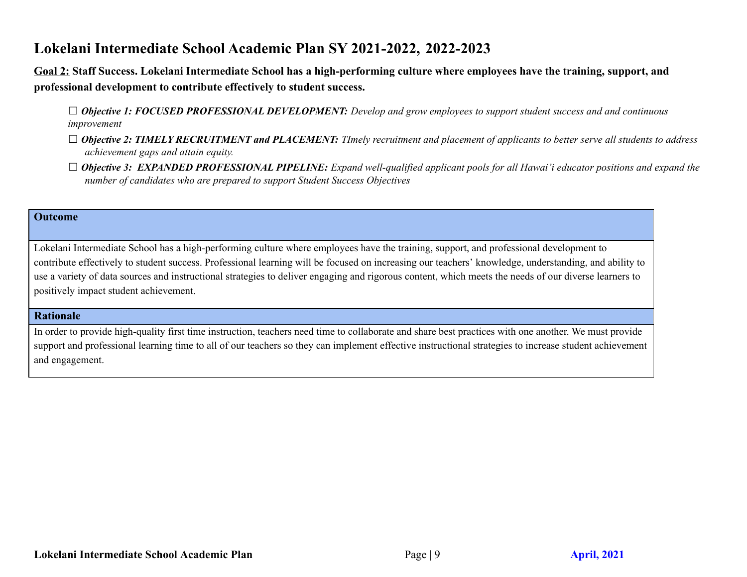# Lokelani Intermediate School Academic Plan SY 2021-2022, 2022-2023

**<u>Goal 2:</u> Staff Success. Lokelani Intermediate School has a high-performing culture where employees have the training, support, and professional development to contribute effectively to student success.**

- ☐ ***Objective 1: FOCUSED PROFESSIONAL DEVELOPMENT:*** *Develop and grow employees to support student success and and continuous improvement*
- ☐ ***Objective 2: TIMELY RECRUITMENT and PLACEMENT:*** *TImely recruitment and placement of applicants to better serve all students to address achievement gaps and attain equity.*
- ☐ ***Objective 3: EXPANDED PROFESSIONAL PIPELINE:*** *Expand well-qualified applicant pools for all Hawai'i educator positions and expand the number of candidates who are prepared to support Student Success Objectives*

| **Outcome** |
|---|
| Lokelani Intermediate School has a high-performing culture where employees have the training, support, and professional development to contribute effectively to student success. Professional learning will be focused on increasing our teachers' knowledge, understanding, and ability to use a variety of data sources and instructional strategies to deliver engaging and rigorous content, which meets the needs of our diverse learners to positively impact student achievement. |
| **Rationale** |
| In order to provide high-quality first time instruction, teachers need time to collaborate and share best practices with one another. We must provide support and professional learning time to all of our teachers so they can implement effective instructional strategies to increase student achievement and engagement. |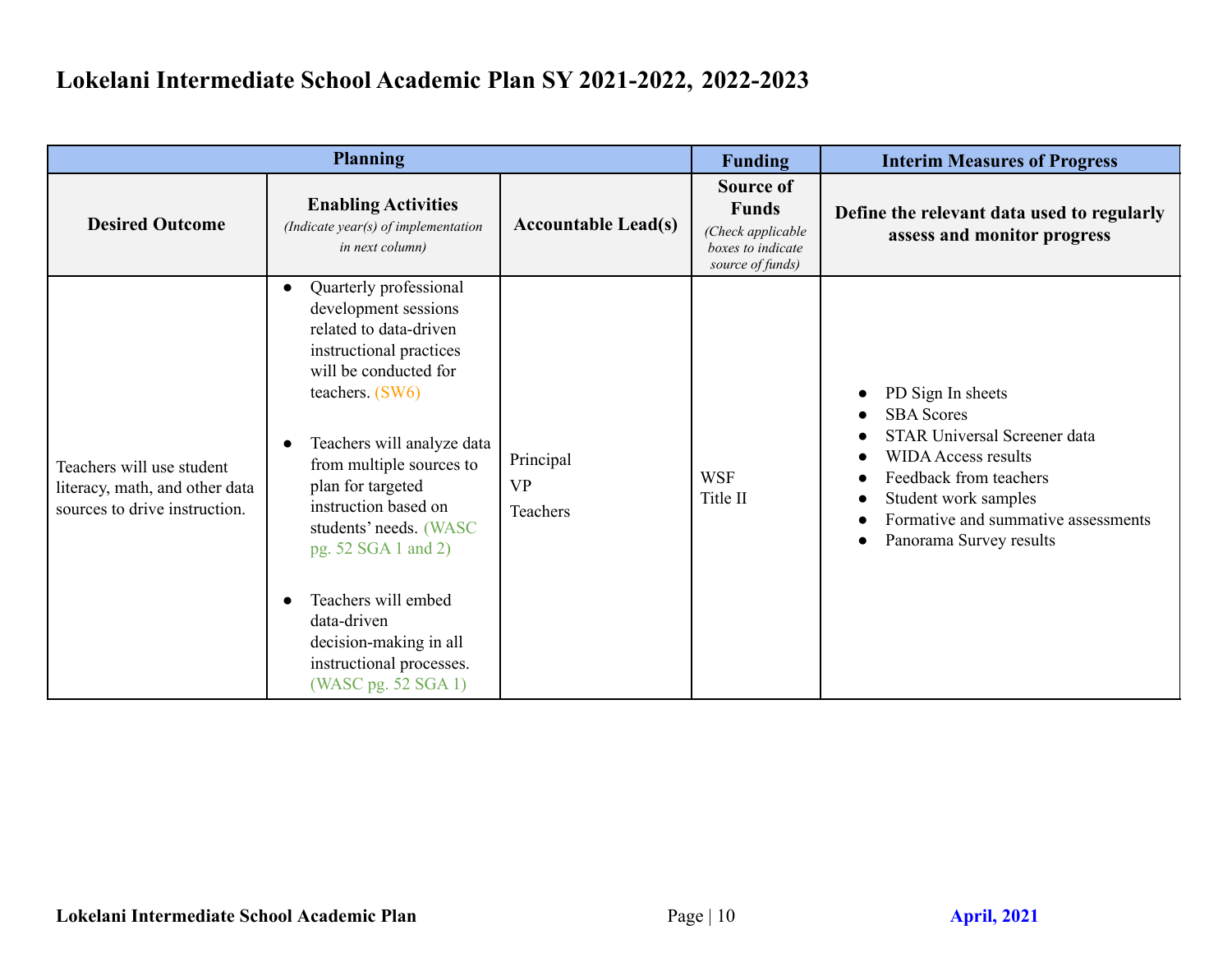# Lokelani Intermediate School Academic Plan SY 2021-2022, 2022-2023

| Planning | | | Funding | Interim Measures of Progress |
|---|---|---|---|---|
| **Desired Outcome** | **Enabling Activities** *(Indicate year(s) of implementation in next column)* | **Accountable Lead(s)** | **Source of Funds** *(Check applicable boxes to indicate source of funds)* | **Define the relevant data used to regularly assess and monitor progress** |
| Teachers will use student literacy, math, and other data sources to drive instruction. | • Quarterly professional development sessions related to data-driven instructional practices will be conducted for teachers. (SW6)<br><br>• Teachers will analyze data from multiple sources to plan for targeted instruction based on students' needs. (WASC pg. 52 SGA 1 and 2)<br><br>• Teachers will embed data-driven decision-making in all instructional processes. (WASC pg. 52 SGA 1) | Principal<br>VP<br>Teachers | WSF<br>Title II | • PD Sign In sheets<br>• SBA Scores<br>• STAR Universal Screener data<br>• WIDA Access results<br>• Feedback from teachers<br>• Student work samples<br>• Formative and summative assessments<br>• Panorama Survey results |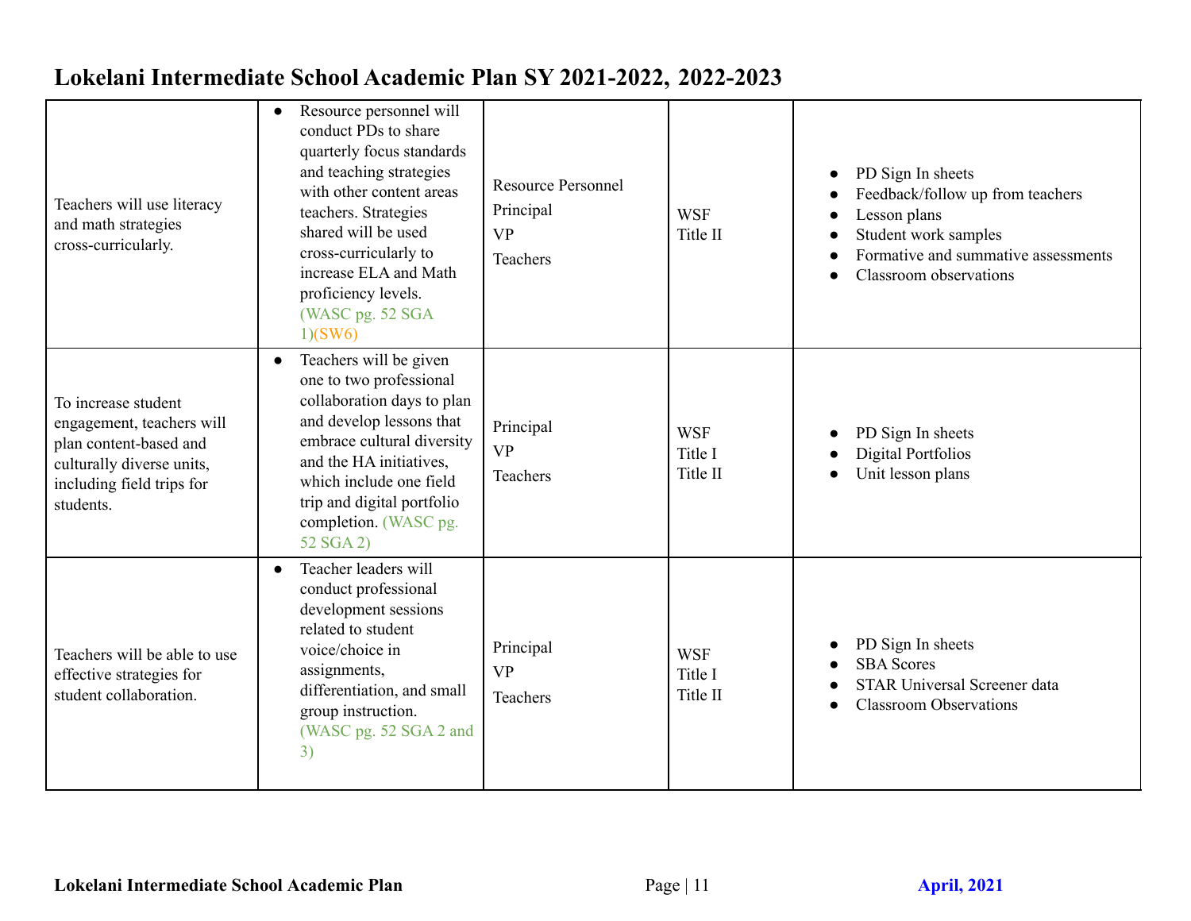# Lokelani Intermediate School Academic Plan SY 2021-2022, 2022-2023

| | | | | |
|---|---|---|---|---|
| Teachers will use literacy and math strategies cross-curricularly. | • Resource personnel will conduct PDs to share quarterly focus standards and teaching strategies with other content areas teachers. Strategies shared will be used cross-curricularly to increase ELA and Math proficiency levels. (WASC pg. 52 SGA 1)(SW6) | Resource Personnel<br>Principal<br>VP<br>Teachers | WSF<br>Title II | • PD Sign In sheets<br>• Feedback/follow up from teachers<br>• Lesson plans<br>• Student work samples<br>• Formative and summative assessments<br>• Classroom observations |
| To increase student engagement, teachers will plan content-based and culturally diverse units, including field trips for students. | • Teachers will be given one to two professional collaboration days to plan and develop lessons that embrace cultural diversity and the HA initiatives, which include one field trip and digital portfolio completion. (WASC pg. 52 SGA 2) | Principal<br>VP<br>Teachers | WSF<br>Title I<br>Title II | • PD Sign In sheets<br>• Digital Portfolios<br>• Unit lesson plans |
| Teachers will be able to use effective strategies for student collaboration. | • Teacher leaders will conduct professional development sessions related to student voice/choice in assignments, differentiation, and small group instruction. (WASC pg. 52 SGA 2 and 3) | Principal<br>VP<br>Teachers | WSF<br>Title I<br>Title II | • PD Sign In sheets<br>• SBA Scores<br>• STAR Universal Screener data<br>• Classroom Observations |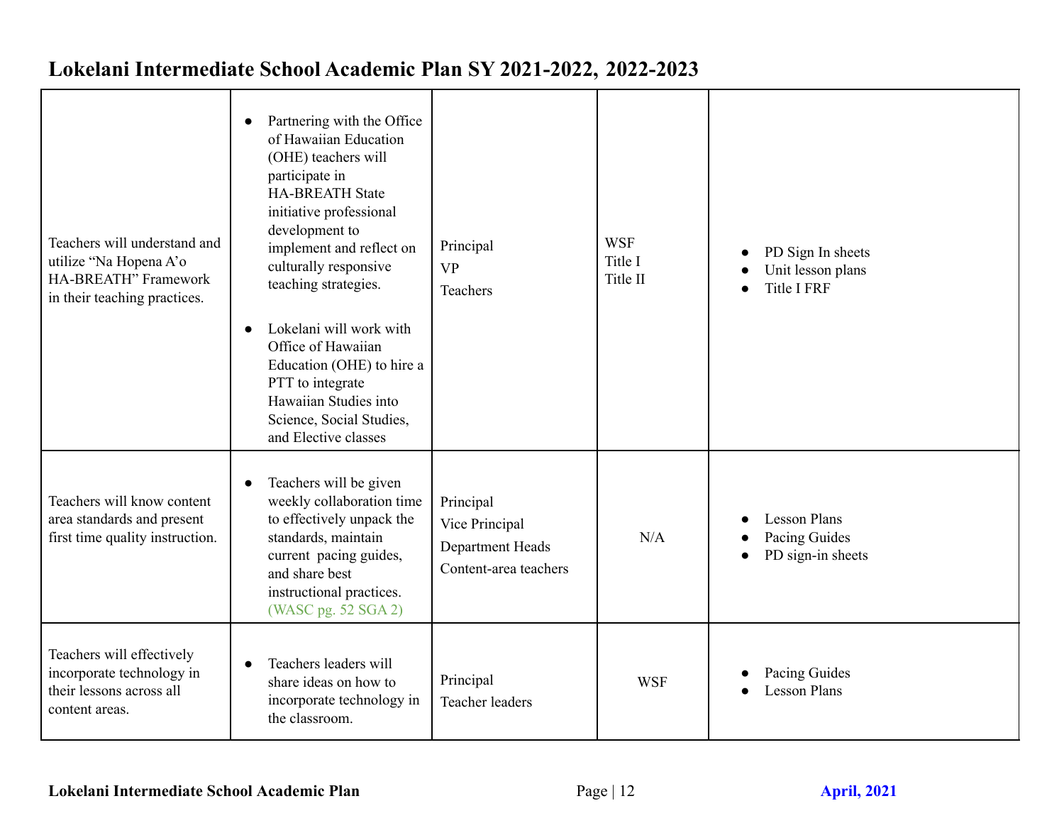# Lokelani Intermediate School Academic Plan SY 2021-2022, 2022-2023

| | | | | |
|---|---|---|---|---|
| Teachers will understand and utilize "Na Hopena A'o HA-BREATH" Framework in their teaching practices. | • Partnering with the Office of Hawaiian Education (OHE) teachers will participate in HA-BREATH State initiative professional development to implement and reflect on culturally responsive teaching strategies.<br><br>• Lokelani will work with Office of Hawaiian Education (OHE) to hire a PTT to integrate Hawaiian Studies into Science, Social Studies, and Elective classes | Principal<br>VP<br>Teachers | WSF<br>Title I<br>Title II | • PD Sign In sheets<br>• Unit lesson plans<br>• Title I FRF |
| Teachers will know content area standards and present first time quality instruction. | • Teachers will be given weekly collaboration time to effectively unpack the standards, maintain current pacing guides, and share best instructional practices. (WASC pg. 52 SGA 2) | Principal<br>Vice Principal<br>Department Heads<br>Content-area teachers | N/A | • Lesson Plans<br>• Pacing Guides<br>• PD sign-in sheets |
| Teachers will effectively incorporate technology in their lessons across all content areas. | • Teachers leaders will share ideas on how to incorporate technology in the classroom. | Principal<br>Teacher leaders | WSF | • Pacing Guides<br>• Lesson Plans |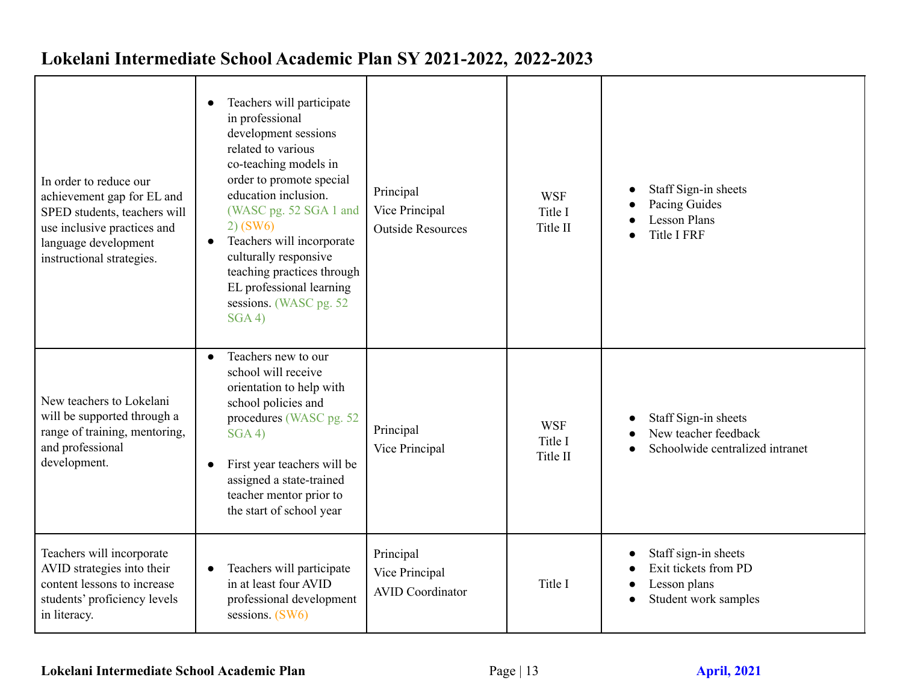## Lokelani Intermediate School Academic Plan SY 2021-2022, 2022-2023

| | | | | |
|---|---|---|---|---|
| In order to reduce our achievement gap for EL and SPED students, teachers will use inclusive practices and language development instructional strategies. | • Teachers will participate in professional development sessions related to various co-teaching models in order to promote special education inclusion. (WASC pg. 52 SGA 1 and 2) (SW6)<br>• Teachers will incorporate culturally responsive teaching practices through EL professional learning sessions. (WASC pg. 52 SGA 4) | Principal<br>Vice Principal<br>Outside Resources | WSF<br>Title I<br>Title II | • Staff Sign-in sheets<br>• Pacing Guides<br>• Lesson Plans<br>• Title I FRF |
| New teachers to Lokelani will be supported through a range of training, mentoring, and professional development. | • Teachers new to our school will receive orientation to help with school policies and procedures (WASC pg. 52 SGA 4)<br>• First year teachers will be assigned a state-trained teacher mentor prior to the start of school year | Principal<br>Vice Principal | WSF<br>Title I<br>Title II | • Staff Sign-in sheets<br>• New teacher feedback<br>• Schoolwide centralized intranet |
| Teachers will incorporate AVID strategies into their content lessons to increase students' proficiency levels in literacy. | • Teachers will participate in at least four AVID professional development sessions. (SW6) | Principal<br>Vice Principal<br>AVID Coordinator | Title I | • Staff sign-in sheets<br>• Exit tickets from PD<br>• Lesson plans<br>• Student work samples |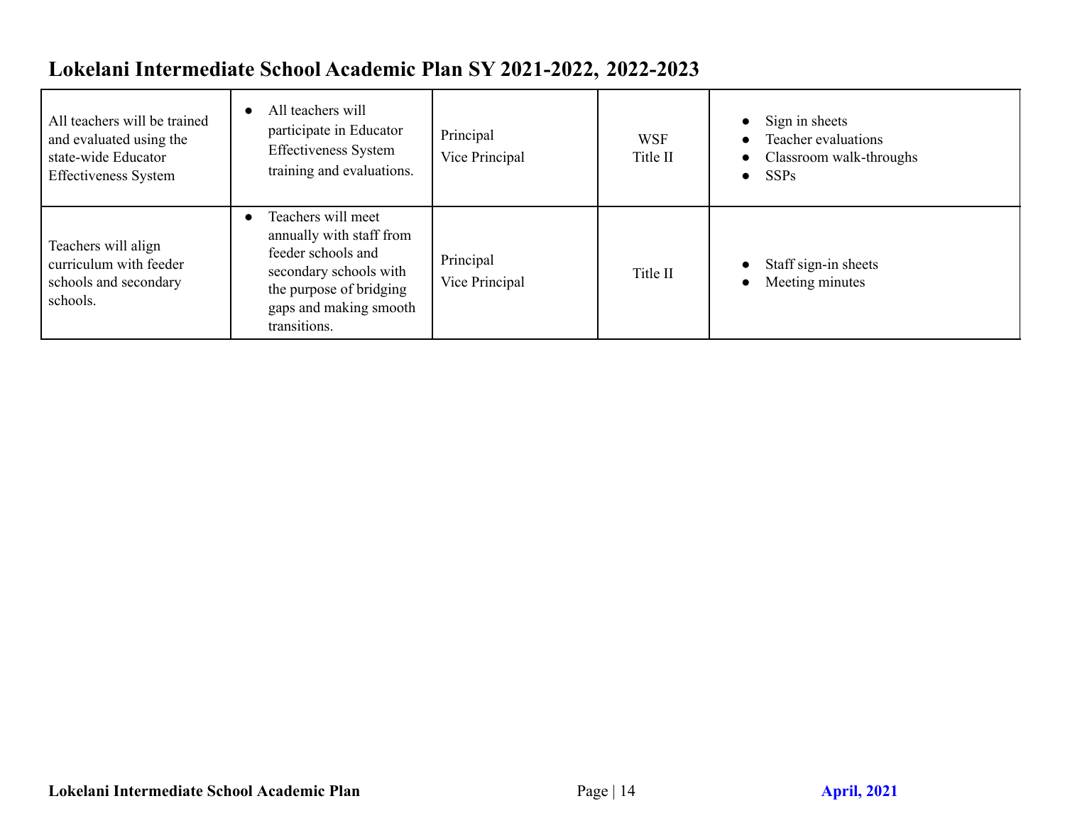## Lokelani Intermediate School Academic Plan SY 2021-2022, 2022-2023

| | | | | |
|---|---|---|---|---|
| All teachers will be trained and evaluated using the state-wide Educator Effectiveness System | • All teachers will participate in Educator Effectiveness System training and evaluations. | Principal<br>Vice Principal | WSF<br>Title II | • Sign in sheets<br>• Teacher evaluations<br>• Classroom walk-throughs<br>• SSPs |
| Teachers will align curriculum with feeder schools and secondary schools. | • Teachers will meet annually with staff from feeder schools and secondary schools with the purpose of bridging gaps and making smooth transitions. | Principal<br>Vice Principal | Title II | • Staff sign-in sheets<br>• Meeting minutes |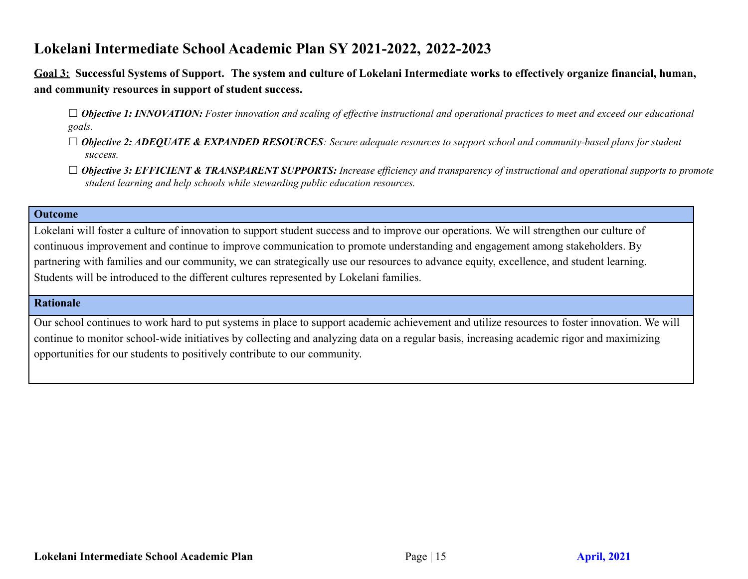# Lokelani Intermediate School Academic Plan SY 2021-2022, 2022-2023

**<u>Goal 3:</u> Successful Systems of Support. The system and culture of Lokelani Intermediate works to effectively organize financial, human, and community resources in support of student success.**

☐ ***Objective 1: INNOVATION:*** *Foster innovation and scaling of effective instructional and operational practices to meet and exceed our educational goals.*

☐ ***Objective 2: ADEQUATE & EXPANDED RESOURCES****: Secure adequate resources to support school and community-based plans for student success.*

☐ ***Objective 3: EFFICIENT & TRANSPARENT SUPPORTS:*** *Increase efficiency and transparency of instructional and operational supports to promote student learning and help schools while stewarding public education resources.*

| **Outcome** |
|---|
| Lokelani will foster a culture of innovation to support student success and to improve our operations. We will strengthen our culture of continuous improvement and continue to improve communication to promote understanding and engagement among stakeholders. By partnering with families and our community, we can strategically use our resources to advance equity, excellence, and student learning. Students will be introduced to the different cultures represented by Lokelani families. |
| **Rationale** |
| Our school continues to work hard to put systems in place to support academic achievement and utilize resources to foster innovation. We will continue to monitor school-wide initiatives by collecting and analyzing data on a regular basis, increasing academic rigor and maximizing opportunities for our students to positively contribute to our community. |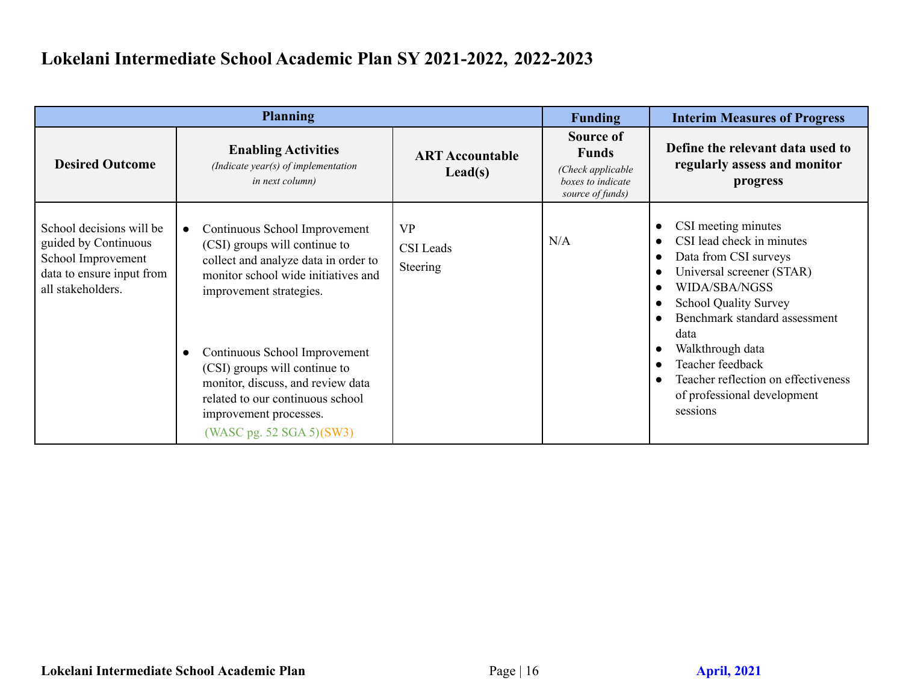# Lokelani Intermediate School Academic Plan SY 2021-2022, 2022-2023

| Planning | | | Funding | Interim Measures of Progress |
|---|---|---|---|---|
| **Desired Outcome** | **Enabling Activities** *(Indicate year(s) of implementation in next column)* | **ART Accountable Lead(s)** | **Source of Funds** *(Check applicable boxes to indicate source of funds)* | **Define the relevant data used to regularly assess and monitor progress** |
| School decisions will be guided by Continuous School Improvement data to ensure input from all stakeholders. | • Continuous School Improvement (CSI) groups will continue to collect and analyze data in order to monitor school wide initiatives and improvement strategies.<br><br>• Continuous School Improvement (CSI) groups will continue to monitor, discuss, and review data related to our continuous school improvement processes. (WASC pg. 52 SGA 5)(SW3) | VP<br>CSI Leads<br>Steering | N/A | • CSI meeting minutes<br>• CSI lead check in minutes<br>• Data from CSI surveys<br>• Universal screener (STAR)<br>• WIDA/SBA/NGSS<br>• School Quality Survey<br>• Benchmark standard assessment data<br>• Walkthrough data<br>• Teacher feedback<br>• Teacher reflection on effectiveness of professional development sessions |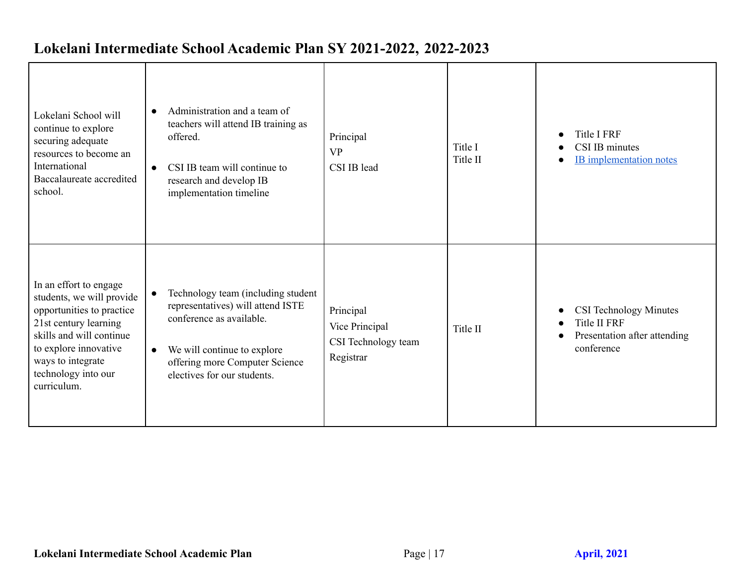# Lokelani Intermediate School Academic Plan SY 2021-2022, 2022-2023

| | | | | |
|---|---|---|---|---|
| Lokelani School will continue to explore securing adequate resources to become an International Baccalaureate accredited school. | • Administration and a team of teachers will attend IB training as offered.<br><br>• CSI IB team will continue to research and develop IB implementation timeline | Principal<br>VP<br>CSI IB lead | Title I<br>Title II | • Title I FRF<br>• CSI IB minutes<br>• IB implementation notes |
| In an effort to engage students, we will provide opportunities to practice 21st century learning skills and will continue to explore innovative ways to integrate technology into our curriculum. | • Technology team (including student representatives) will attend ISTE conference as available.<br><br>• We will continue to explore offering more Computer Science electives for our students. | Principal<br>Vice Principal<br>CSI Technology team<br>Registrar | Title II | • CSI Technology Minutes<br>• Title II FRF<br>• Presentation after attending conference |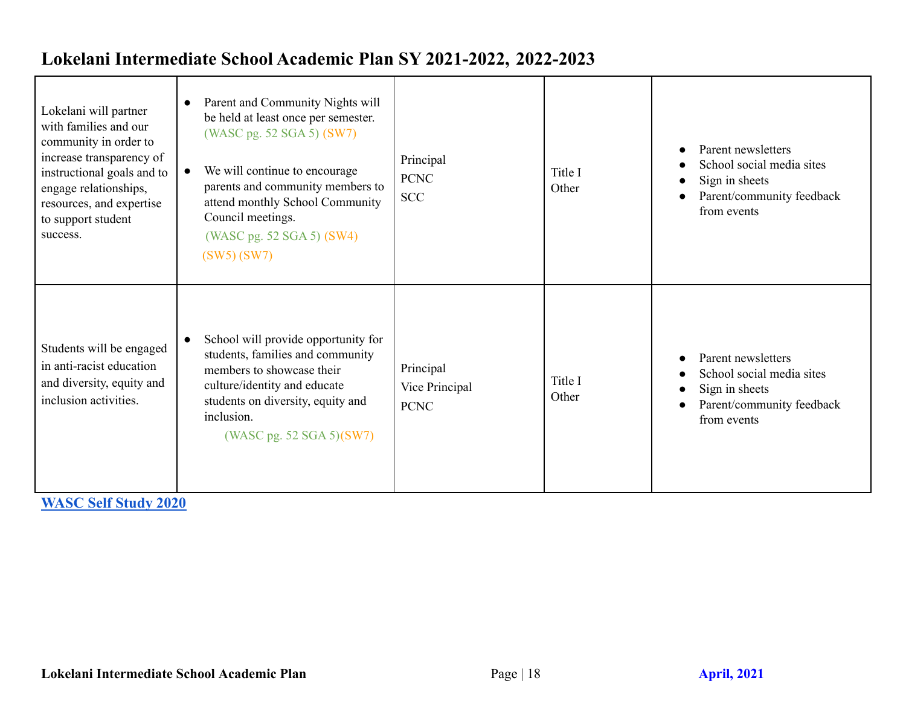# Lokelani Intermediate School Academic Plan SY 2021-2022, 2022-2023

| | | | | |
|---|---|---|---|---|
| Lokelani will partner with families and our community in order to increase transparency of instructional goals and to engage relationships, resources, and expertise to support student success. | • Parent and Community Nights will be held at least once per semester. (WASC pg. 52 SGA 5) (SW7)<br><br>• We will continue to encourage parents and community members to attend monthly School Community Council meetings. (WASC pg. 52 SGA 5) (SW4) (SW5) (SW7) | Principal<br>PCNC<br>SCC | Title I<br>Other | • Parent newsletters<br>• School social media sites<br>• Sign in sheets<br>• Parent/community feedback from events |
| Students will be engaged in anti-racist education and diversity, equity and inclusion activities. | • School will provide opportunity for students, families and community members to showcase their culture/identity and educate students on diversity, equity and inclusion. (WASC pg. 52 SGA 5)(SW7) | Principal<br>Vice Principal<br>PCNC | Title I<br>Other | • Parent newsletters<br>• School social media sites<br>• Sign in sheets<br>• Parent/community feedback from events |

**WASC Self Study 2020**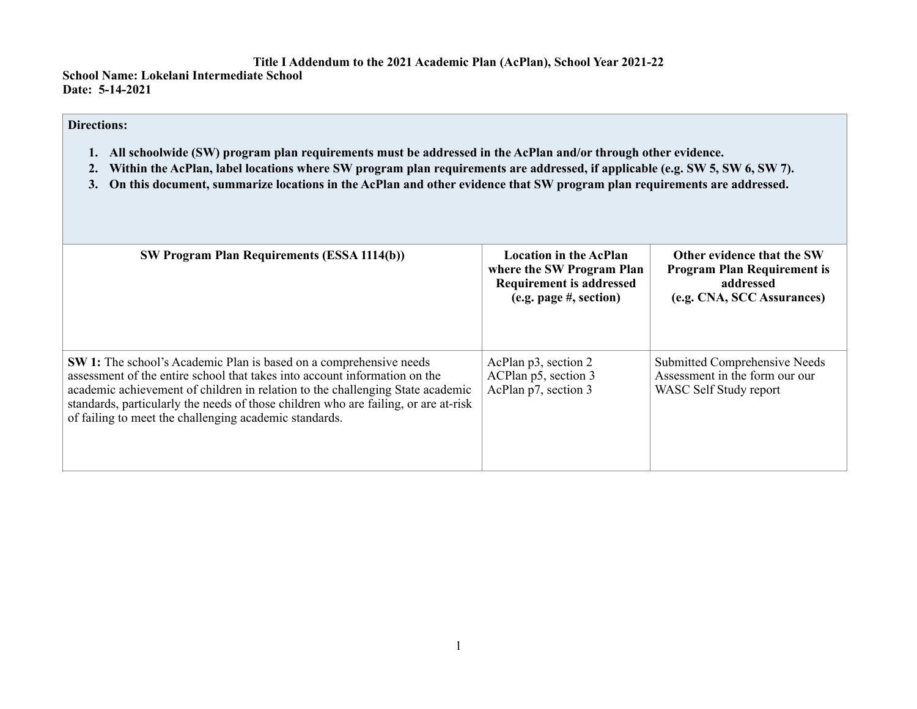**Title I Addendum to the 2021 Academic Plan (AcPlan), School Year 2021-22**
**School Name: Lokelani Intermediate School**
**Date: 5-14-2021**

| **Directions:**<br><br>1. **All schoolwide (SW) program plan requirements must be addressed in the AcPlan and/or through other evidence.**<br>2. **Within the AcPlan, label locations where SW program plan requirements are addressed, if applicable (e.g. SW 5, SW 6, SW 7).**<br>3. **On this document, summarize locations in the AcPlan and other evidence that SW program plan requirements are addressed.** | | |
|---|---|---|
| **SW Program Plan Requirements (ESSA 1114(b))** | **Location in the AcPlan where the SW Program Plan Requirement is addressed (e.g. page #, section)** | **Other evidence that the SW Program Plan Requirement is addressed (e.g. CNA, SCC Assurances)** |
| **SW 1:** The school's Academic Plan is based on a comprehensive needs assessment of the entire school that takes into account information on the academic achievement of children in relation to the challenging State academic standards, particularly the needs of those children who are failing, or are at-risk of failing to meet the challenging academic standards. | AcPlan p3, section 2<br>ACPlan p5, section 3<br>AcPlan p7, section 3 | Submitted Comprehensive Needs Assessment in the form our our WASC Self Study report |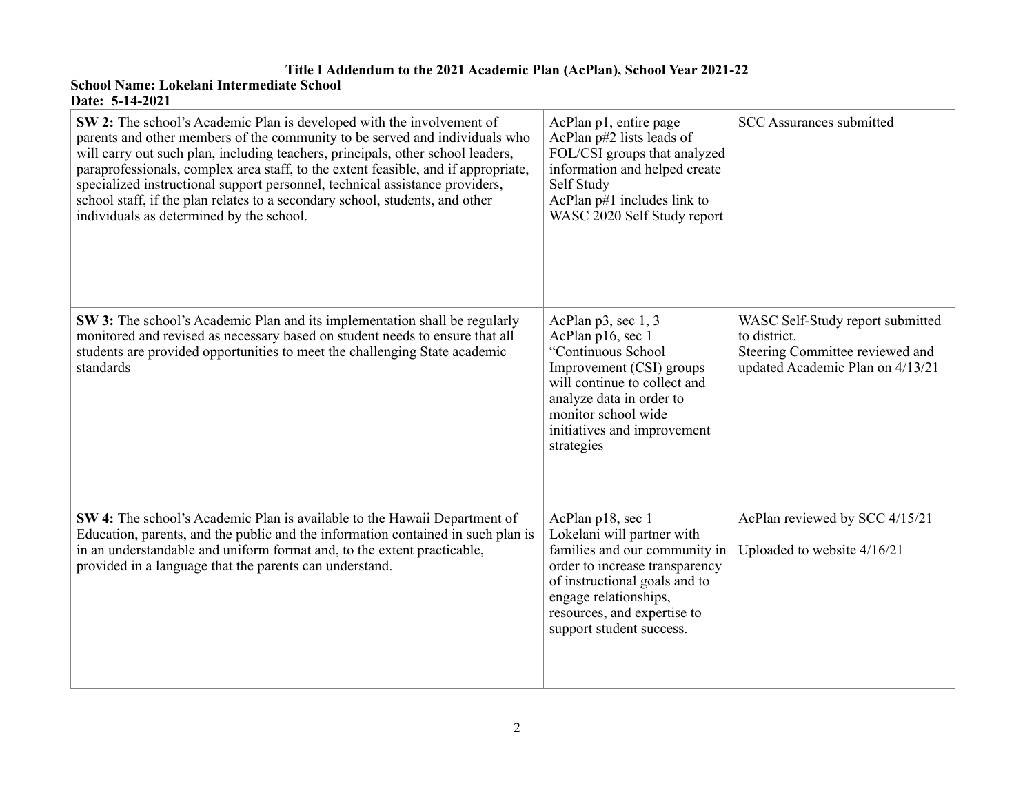**Title I Addendum to the 2021 Academic Plan (AcPlan), School Year 2021-22**

**School Name: Lokelani Intermediate School**

**Date: 5-14-2021**

| | | |
|---|---|---|
| **SW 2:** The school's Academic Plan is developed with the involvement of parents and other members of the community to be served and individuals who will carry out such plan, including teachers, principals, other school leaders, paraprofessionals, complex area staff, to the extent feasible, and if appropriate, specialized instructional support personnel, technical assistance providers, school staff, if the plan relates to a secondary school, students, and other individuals as determined by the school. | AcPlan p1, entire page<br>AcPlan p#2 lists leads of FOL/CSI groups that analyzed information and helped create Self Study<br>AcPlan p#1 includes link to WASC 2020 Self Study report | SCC Assurances submitted |
| **SW 3:** The school's Academic Plan and its implementation shall be regularly monitored and revised as necessary based on student needs to ensure that all students are provided opportunities to meet the challenging State academic standards | AcPlan p3, sec 1, 3<br>AcPlan p16, sec 1<br>"Continuous School Improvement (CSI) groups will continue to collect and analyze data in order to monitor school wide initiatives and improvement strategies | WASC Self-Study report submitted to district.<br>Steering Committee reviewed and updated Academic Plan on 4/13/21 |
| **SW 4:** The school's Academic Plan is available to the Hawaii Department of Education, parents, and the public and the information contained in such plan is in an understandable and uniform format and, to the extent practicable, provided in a language that the parents can understand. | AcPlan p18, sec 1<br>Lokelani will partner with families and our community in order to increase transparency of instructional goals and to engage relationships, resources, and expertise to support student success. | AcPlan reviewed by SCC 4/15/21<br><br>Uploaded to website 4/16/21 |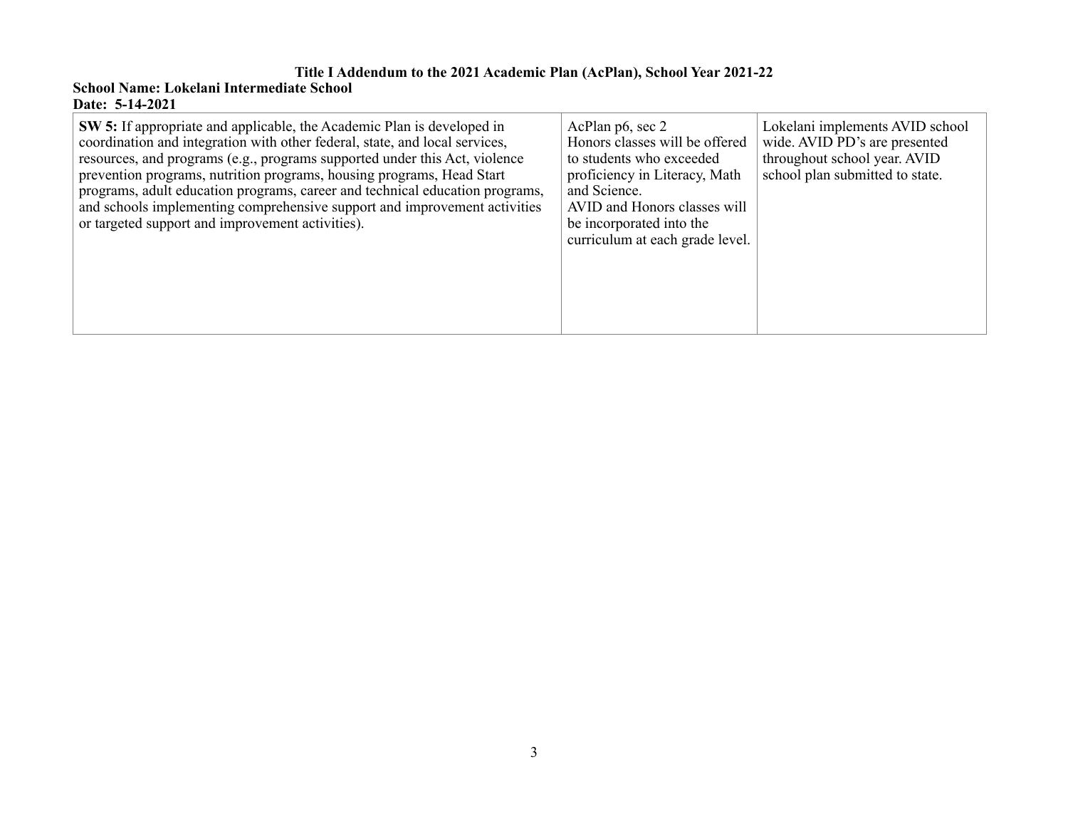**Title I Addendum to the 2021 Academic Plan (AcPlan), School Year 2021-22**

**School Name: Lokelani Intermediate School**

**Date: 5-14-2021**

| | | |
|---|---|---|
| **SW 5:** If appropriate and applicable, the Academic Plan is developed in coordination and integration with other federal, state, and local services, resources, and programs (e.g., programs supported under this Act, violence prevention programs, nutrition programs, housing programs, Head Start programs, adult education programs, career and technical education programs, and schools implementing comprehensive support and improvement activities or targeted support and improvement activities). | AcPlan p6, sec 2<br>Honors classes will be offered to students who exceeded proficiency in Literacy, Math and Science.<br>AVID and Honors classes will be incorporated into the curriculum at each grade level. | Lokelani implements AVID school wide. AVID PD's are presented throughout school year. AVID school plan submitted to state. |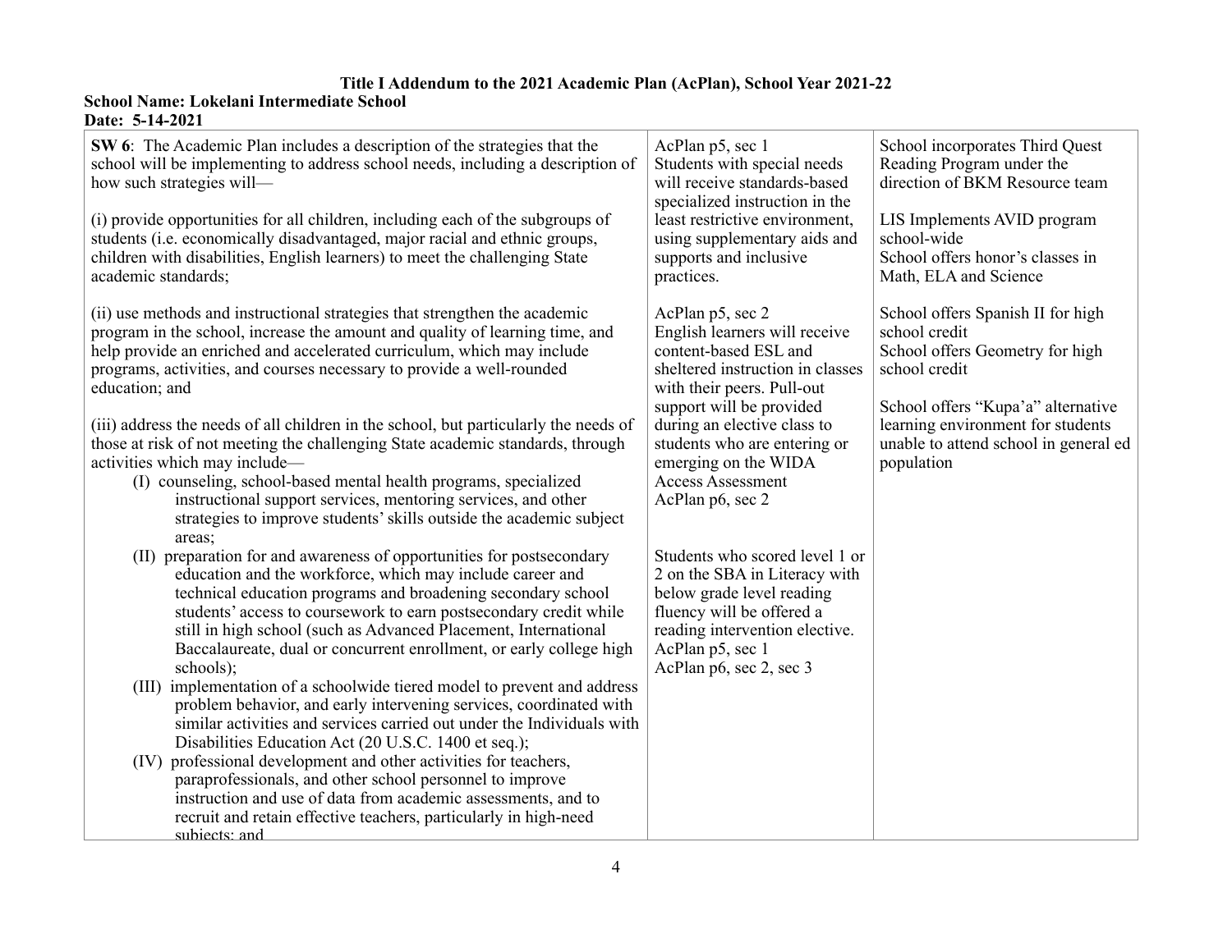**Title I Addendum to the 2021 Academic Plan (AcPlan), School Year 2021-22**

**School Name: Lokelani Intermediate School**
**Date: 5-14-2021**

| | | |
|---|---|---|
| **SW 6**: The Academic Plan includes a description of the strategies that the school will be implementing to address school needs, including a description of how such strategies will—<br><br>(i) provide opportunities for all children, including each of the subgroups of students (i.e. economically disadvantaged, major racial and ethnic groups, children with disabilities, English learners) to meet the challenging State academic standards;<br><br>(ii) use methods and instructional strategies that strengthen the academic program in the school, increase the amount and quality of learning time, and help provide an enriched and accelerated curriculum, which may include programs, activities, and courses necessary to provide a well-rounded education; and<br><br>(iii) address the needs of all children in the school, but particularly the needs of those at risk of not meeting the challenging State academic standards, through activities which may include—<br>(I) counseling, school-based mental health programs, specialized instructional support services, mentoring services, and other strategies to improve students' skills outside the academic subject areas;<br>(II) preparation for and awareness of opportunities for postsecondary education and the workforce, which may include career and technical education programs and broadening secondary school students' access to coursework to earn postsecondary credit while still in high school (such as Advanced Placement, International Baccalaureate, dual or concurrent enrollment, or early college high schools);<br>(III) implementation of a schoolwide tiered model to prevent and address problem behavior, and early intervening services, coordinated with similar activities and services carried out under the Individuals with Disabilities Education Act (20 U.S.C. 1400 et seq.);<br>(IV) professional development and other activities for teachers, paraprofessionals, and other school personnel to improve instruction and use of data from academic assessments, and to recruit and retain effective teachers, particularly in high-need subjects; and | AcPlan p5, sec 1<br>Students with special needs will receive standards-based specialized instruction in the least restrictive environment, using supplementary aids and supports and inclusive practices.<br><br>AcPlan p5, sec 2<br>English learners will receive content-based ESL and sheltered instruction in classes with their peers. Pull-out support will be provided during an elective class to students who are entering or emerging on the WIDA Access Assessment<br>AcPlan p6, sec 2<br><br>Students who scored level 1 or 2 on the SBA in Literacy with below grade level reading fluency will be offered a reading intervention elective.<br>AcPlan p5, sec 1<br>AcPlan p6, sec 2, sec 3 | School incorporates Third Quest Reading Program under the direction of BKM Resource team<br><br>LIS Implements AVID program school-wide<br>School offers honor's classes in Math, ELA and Science<br><br>School offers Spanish II for high school credit<br>School offers Geometry for high school credit<br><br>School offers "Kupa'a" alternative learning environment for students unable to attend school in general ed population |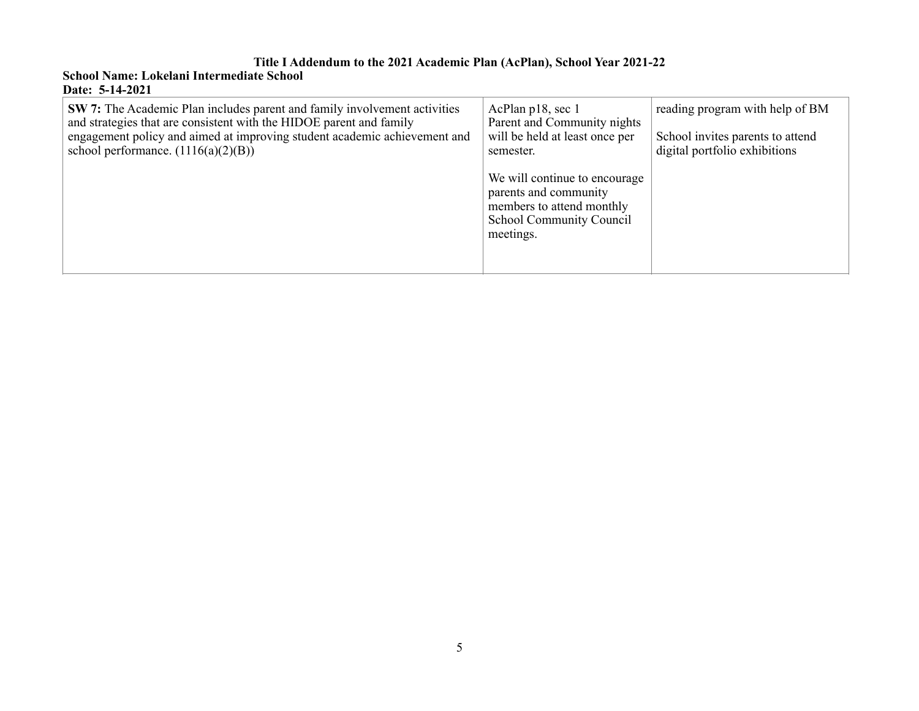**Title I Addendum to the 2021 Academic Plan (AcPlan), School Year 2021-22**

**School Name: Lokelani Intermediate School**

**Date: 5-14-2021**

| | | |
|---|---|---|
| **SW 7:** The Academic Plan includes parent and family involvement activities and strategies that are consistent with the HIDOE parent and family engagement policy and aimed at improving student academic achievement and school performance. (1116(a)(2)(B)) | AcPlan p18, sec 1<br>Parent and Community nights will be held at least once per semester.<br><br>We will continue to encourage parents and community members to attend monthly School Community Council meetings. | reading program with help of BM<br><br>School invites parents to attend digital portfolio exhibitions |